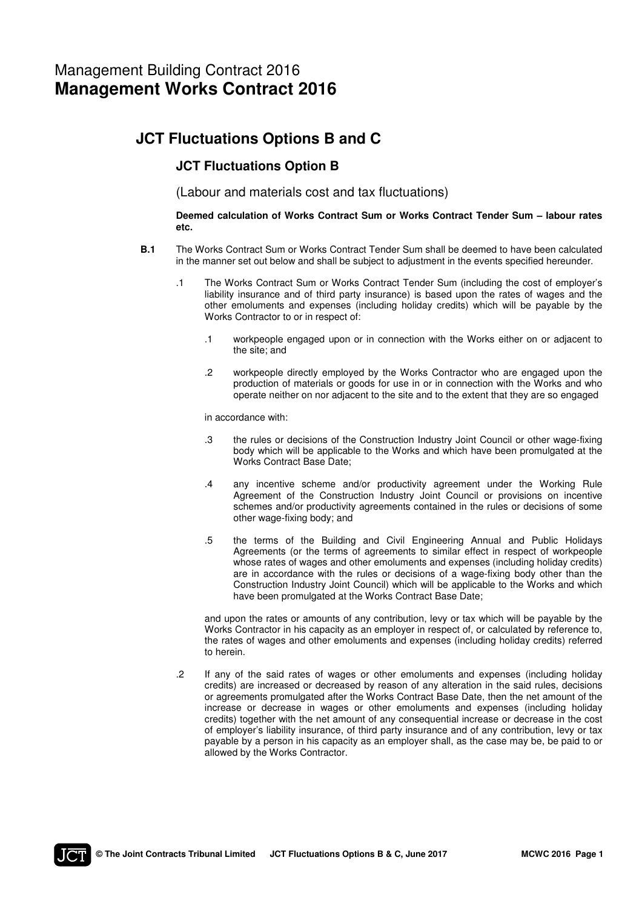# Management Building Contract 2016
# **Management Works Contract 2016**

## JCT Fluctuations Options B and C

### JCT Fluctuations Option B

(Labour and materials cost and tax fluctuations)

**Deemed calculation of Works Contract Sum or Works Contract Tender Sum – labour rates etc.**

**B.1** The Works Contract Sum or Works Contract Tender Sum shall be deemed to have been calculated in the manner set out below and shall be subject to adjustment in the events specified hereunder.

.1 The Works Contract Sum or Works Contract Tender Sum (including the cost of employer's liability insurance and of third party insurance) is based upon the rates of wages and the other emoluments and expenses (including holiday credits) which will be payable by the Works Contractor to or in respect of:

.1 workpeople engaged upon or in connection with the Works either on or adjacent to the site; and

.2 workpeople directly employed by the Works Contractor who are engaged upon the production of materials or goods for use in or in connection with the Works and who operate neither on nor adjacent to the site and to the extent that they are so engaged

in accordance with:

.3 the rules or decisions of the Construction Industry Joint Council or other wage-fixing body which will be applicable to the Works and which have been promulgated at the Works Contract Base Date;

.4 any incentive scheme and/or productivity agreement under the Working Rule Agreement of the Construction Industry Joint Council or provisions on incentive schemes and/or productivity agreements contained in the rules or decisions of some other wage-fixing body; and

.5 the terms of the Building and Civil Engineering Annual and Public Holidays Agreements (or the terms of agreements to similar effect in respect of workpeople whose rates of wages and other emoluments and expenses (including holiday credits) are in accordance with the rules or decisions of a wage-fixing body other than the Construction Industry Joint Council) which will be applicable to the Works and which have been promulgated at the Works Contract Base Date;

and upon the rates or amounts of any contribution, levy or tax which will be payable by the Works Contractor in his capacity as an employer in respect of, or calculated by reference to, the rates of wages and other emoluments and expenses (including holiday credits) referred to herein.

.2 If any of the said rates of wages or other emoluments and expenses (including holiday credits) are increased or decreased by reason of any alteration in the said rules, decisions or agreements promulgated after the Works Contract Base Date, then the net amount of the increase or decrease in wages or other emoluments and expenses (including holiday credits) together with the net amount of any consequential increase or decrease in the cost of employer's liability insurance, of third party insurance and of any contribution, levy or tax payable by a person in his capacity as an employer shall, as the case may be, be paid to or allowed by the Works Contractor.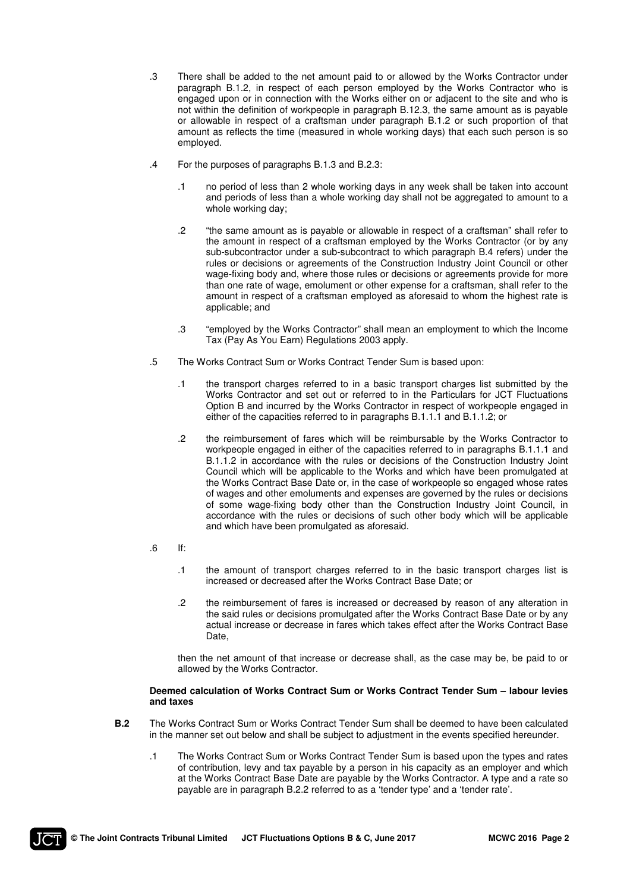.3 There shall be added to the net amount paid to or allowed by the Works Contractor under paragraph B.1.2, in respect of each person employed by the Works Contractor who is engaged upon or in connection with the Works either on or adjacent to the site and who is not within the definition of workpeople in paragraph B.12.3, the same amount as is payable or allowable in respect of a craftsman under paragraph B.1.2 or such proportion of that amount as reflects the time (measured in whole working days) that each such person is so employed.

.4 For the purposes of paragraphs B.1.3 and B.2.3:

.1 no period of less than 2 whole working days in any week shall be taken into account and periods of less than a whole working day shall not be aggregated to amount to a whole working day;

.2 "the same amount as is payable or allowable in respect of a craftsman" shall refer to the amount in respect of a craftsman employed by the Works Contractor (or by any sub-subcontractor under a sub-subcontract to which paragraph B.4 refers) under the rules or decisions or agreements of the Construction Industry Joint Council or other wage-fixing body and, where those rules or decisions or agreements provide for more than one rate of wage, emolument or other expense for a craftsman, shall refer to the amount in respect of a craftsman employed as aforesaid to whom the highest rate is applicable; and

.3 "employed by the Works Contractor" shall mean an employment to which the Income Tax (Pay As You Earn) Regulations 2003 apply.

.5 The Works Contract Sum or Works Contract Tender Sum is based upon:

.1 the transport charges referred to in a basic transport charges list submitted by the Works Contractor and set out or referred to in the Particulars for JCT Fluctuations Option B and incurred by the Works Contractor in respect of workpeople engaged in either of the capacities referred to in paragraphs B.1.1.1 and B.1.1.2; or

.2 the reimbursement of fares which will be reimbursable by the Works Contractor to workpeople engaged in either of the capacities referred to in paragraphs B.1.1.1 and B.1.1.2 in accordance with the rules or decisions of the Construction Industry Joint Council which will be applicable to the Works and which have been promulgated at the Works Contract Base Date or, in the case of workpeople so engaged whose rates of wages and other emoluments and expenses are governed by the rules or decisions of some wage-fixing body other than the Construction Industry Joint Council, in accordance with the rules or decisions of such other body which will be applicable and which have been promulgated as aforesaid.

.6 If:

.1 the amount of transport charges referred to in the basic transport charges list is increased or decreased after the Works Contract Base Date; or

.2 the reimbursement of fares is increased or decreased by reason of any alteration in the said rules or decisions promulgated after the Works Contract Base Date or by any actual increase or decrease in fares which takes effect after the Works Contract Base Date,

then the net amount of that increase or decrease shall, as the case may be, be paid to or allowed by the Works Contractor.

**Deemed calculation of Works Contract Sum or Works Contract Tender Sum – labour levies and taxes**

**B.2** The Works Contract Sum or Works Contract Tender Sum shall be deemed to have been calculated in the manner set out below and shall be subject to adjustment in the events specified hereunder.

.1 The Works Contract Sum or Works Contract Tender Sum is based upon the types and rates of contribution, levy and tax payable by a person in his capacity as an employer and which at the Works Contract Base Date are payable by the Works Contractor. A type and a rate so payable are in paragraph B.2.2 referred to as a 'tender type' and a 'tender rate'.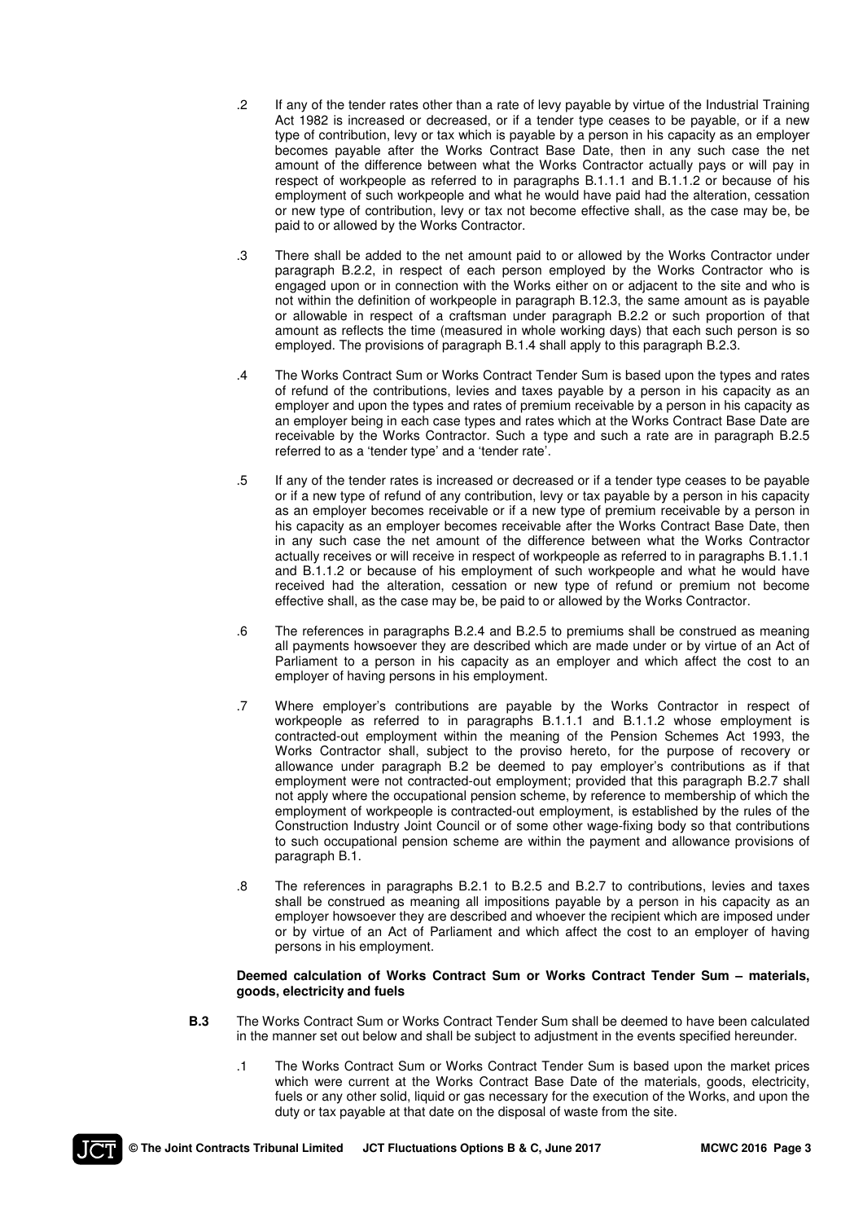.2 If any of the tender rates other than a rate of levy payable by virtue of the Industrial Training Act 1982 is increased or decreased, or if a tender type ceases to be payable, or if a new type of contribution, levy or tax which is payable by a person in his capacity as an employer becomes payable after the Works Contract Base Date, then in any such case the net amount of the difference between what the Works Contractor actually pays or will pay in respect of workpeople as referred to in paragraphs B.1.1.1 and B.1.1.2 or because of his employment of such workpeople and what he would have paid had the alteration, cessation or new type of contribution, levy or tax not become effective shall, as the case may be, be paid to or allowed by the Works Contractor.

.3 There shall be added to the net amount paid to or allowed by the Works Contractor under paragraph B.2.2, in respect of each person employed by the Works Contractor who is engaged upon or in connection with the Works either on or adjacent to the site and who is not within the definition of workpeople in paragraph B.12.3, the same amount as is payable or allowable in respect of a craftsman under paragraph B.2.2 or such proportion of that amount as reflects the time (measured in whole working days) that each such person is so employed. The provisions of paragraph B.1.4 shall apply to this paragraph B.2.3.

.4 The Works Contract Sum or Works Contract Tender Sum is based upon the types and rates of refund of the contributions, levies and taxes payable by a person in his capacity as an employer and upon the types and rates of premium receivable by a person in his capacity as an employer being in each case types and rates which at the Works Contract Base Date are receivable by the Works Contractor. Such a type and such a rate are in paragraph B.2.5 referred to as a 'tender type' and a 'tender rate'.

.5 If any of the tender rates is increased or decreased or if a tender type ceases to be payable or if a new type of refund of any contribution, levy or tax payable by a person in his capacity as an employer becomes receivable or if a new type of premium receivable by a person in his capacity as an employer becomes receivable after the Works Contract Base Date, then in any such case the net amount of the difference between what the Works Contractor actually receives or will receive in respect of workpeople as referred to in paragraphs B.1.1.1 and B.1.1.2 or because of his employment of such workpeople and what he would have received had the alteration, cessation or new type of refund or premium not become effective shall, as the case may be, be paid to or allowed by the Works Contractor.

.6 The references in paragraphs B.2.4 and B.2.5 to premiums shall be construed as meaning all payments howsoever they are described which are made under or by virtue of an Act of Parliament to a person in his capacity as an employer and which affect the cost to an employer of having persons in his employment.

.7 Where employer's contributions are payable by the Works Contractor in respect of workpeople as referred to in paragraphs B.1.1.1 and B.1.1.2 whose employment is contracted-out employment within the meaning of the Pension Schemes Act 1993, the Works Contractor shall, subject to the proviso hereto, for the purpose of recovery or allowance under paragraph B.2 be deemed to pay employer's contributions as if that employment were not contracted-out employment; provided that this paragraph B.2.7 shall not apply where the occupational pension scheme, by reference to membership of which the employment of workpeople is contracted-out employment, is established by the rules of the Construction Industry Joint Council or of some other wage-fixing body so that contributions to such occupational pension scheme are within the payment and allowance provisions of paragraph B.1.

.8 The references in paragraphs B.2.1 to B.2.5 and B.2.7 to contributions, levies and taxes shall be construed as meaning all impositions payable by a person in his capacity as an employer howsoever they are described and whoever the recipient which are imposed under or by virtue of an Act of Parliament and which affect the cost to an employer of having persons in his employment.

**Deemed calculation of Works Contract Sum or Works Contract Tender Sum – materials, goods, electricity and fuels**

**B.3** The Works Contract Sum or Works Contract Tender Sum shall be deemed to have been calculated in the manner set out below and shall be subject to adjustment in the events specified hereunder.

.1 The Works Contract Sum or Works Contract Tender Sum is based upon the market prices which were current at the Works Contract Base Date of the materials, goods, electricity, fuels or any other solid, liquid or gas necessary for the execution of the Works, and upon the duty or tax payable at that date on the disposal of waste from the site.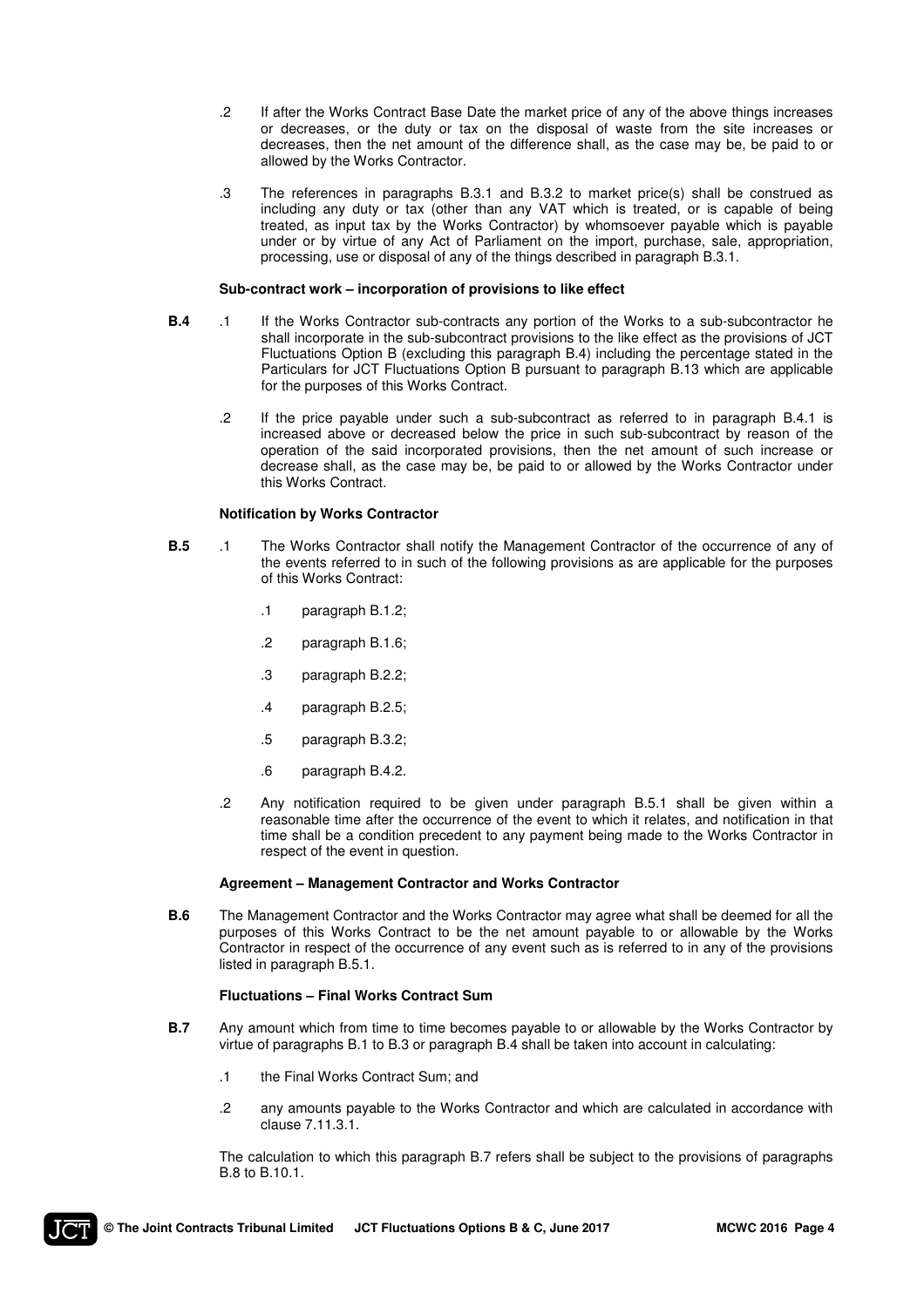.2 If after the Works Contract Base Date the market price of any of the above things increases or decreases, or the duty or tax on the disposal of waste from the site increases or decreases, then the net amount of the difference shall, as the case may be, be paid to or allowed by the Works Contractor.

.3 The references in paragraphs B.3.1 and B.3.2 to market price(s) shall be construed as including any duty or tax (other than any VAT which is treated, or is capable of being treated, as input tax by the Works Contractor) by whomsoever payable which is payable under or by virtue of any Act of Parliament on the import, purchase, sale, appropriation, processing, use or disposal of any of the things described in paragraph B.3.1.

**Sub-contract work – incorporation of provisions to like effect**

**B.4** .1 If the Works Contractor sub-contracts any portion of the Works to a sub-subcontractor he shall incorporate in the sub-subcontract provisions to the like effect as the provisions of JCT Fluctuations Option B (excluding this paragraph B.4) including the percentage stated in the Particulars for JCT Fluctuations Option B pursuant to paragraph B.13 which are applicable for the purposes of this Works Contract.

.2 If the price payable under such a sub-subcontract as referred to in paragraph B.4.1 is increased above or decreased below the price in such sub-subcontract by reason of the operation of the said incorporated provisions, then the net amount of such increase or decrease shall, as the case may be, be paid to or allowed by the Works Contractor under this Works Contract.

**Notification by Works Contractor**

**B.5** .1 The Works Contractor shall notify the Management Contractor of the occurrence of any of the events referred to in such of the following provisions as are applicable for the purposes of this Works Contract:

.1 paragraph B.1.2;

.2 paragraph B.1.6;

.3 paragraph B.2.2;

.4 paragraph B.2.5;

.5 paragraph B.3.2;

.6 paragraph B.4.2.

.2 Any notification required to be given under paragraph B.5.1 shall be given within a reasonable time after the occurrence of the event to which it relates, and notification in that time shall be a condition precedent to any payment being made to the Works Contractor in respect of the event in question.

**Agreement – Management Contractor and Works Contractor**

**B.6** The Management Contractor and the Works Contractor may agree what shall be deemed for all the purposes of this Works Contract to be the net amount payable to or allowable by the Works Contractor in respect of the occurrence of any event such as is referred to in any of the provisions listed in paragraph B.5.1.

**Fluctuations – Final Works Contract Sum**

**B.7** Any amount which from time to time becomes payable to or allowable by the Works Contractor by virtue of paragraphs B.1 to B.3 or paragraph B.4 shall be taken into account in calculating:

.1 the Final Works Contract Sum; and

.2 any amounts payable to the Works Contractor and which are calculated in accordance with clause 7.11.3.1.

The calculation to which this paragraph B.7 refers shall be subject to the provisions of paragraphs B.8 to B.10.1.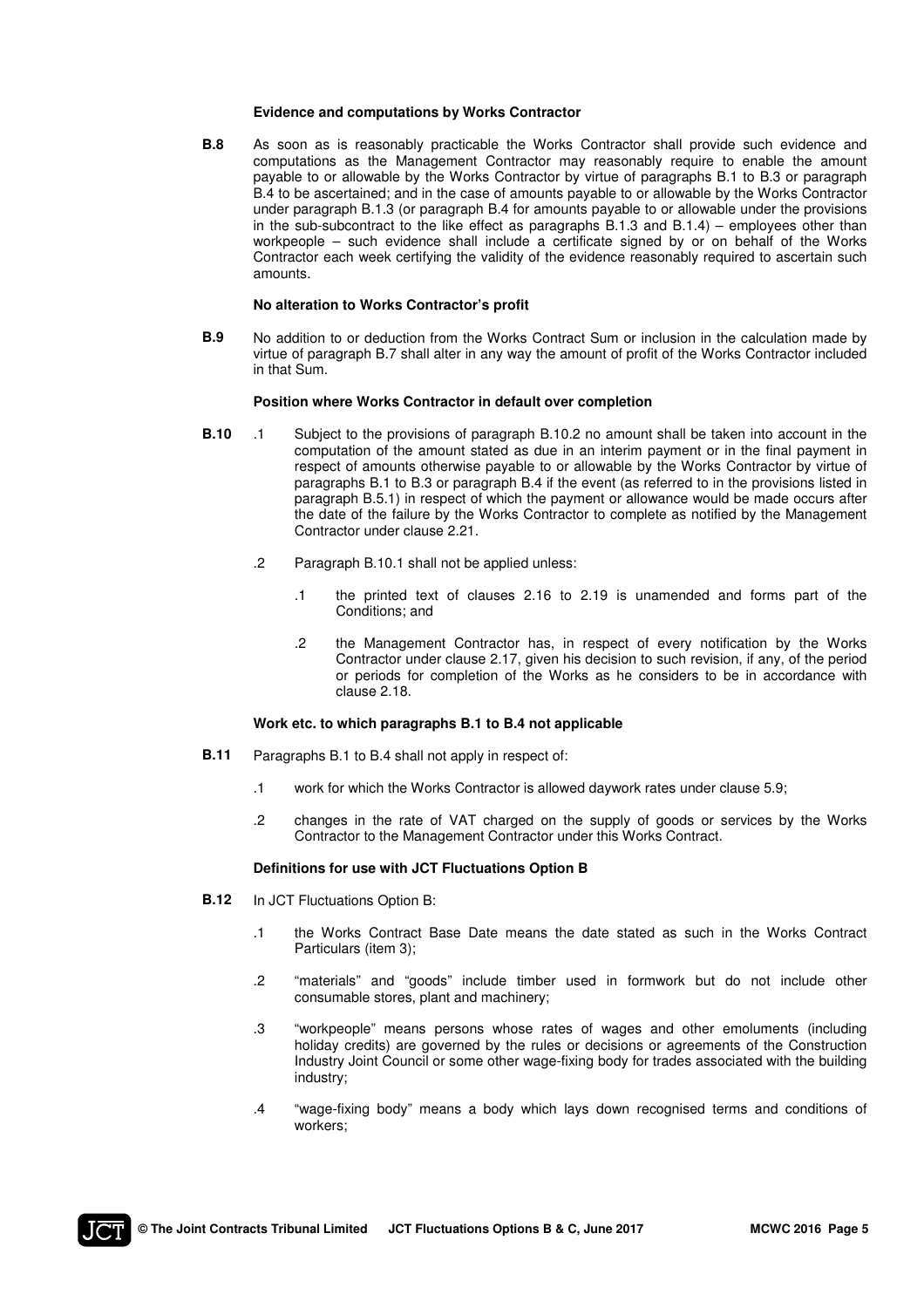#### Evidence and computations by Works Contractor

**B.8** As soon as is reasonably practicable the Works Contractor shall provide such evidence and computations as the Management Contractor may reasonably require to enable the amount payable to or allowable by the Works Contractor by virtue of paragraphs B.1 to B.3 or paragraph B.4 to be ascertained; and in the case of amounts payable to or allowable by the Works Contractor under paragraph B.1.3 (or paragraph B.4 for amounts payable to or allowable under the provisions in the sub-subcontract to the like effect as paragraphs B.1.3 and B.1.4) – employees other than workpeople – such evidence shall include a certificate signed by or on behalf of the Works Contractor each week certifying the validity of the evidence reasonably required to ascertain such amounts.

#### No alteration to Works Contractor's profit

**B.9** No addition to or deduction from the Works Contract Sum or inclusion in the calculation made by virtue of paragraph B.7 shall alter in any way the amount of profit of the Works Contractor included in that Sum.

#### Position where Works Contractor in default over completion

**B.10** .1 Subject to the provisions of paragraph B.10.2 no amount shall be taken into account in the computation of the amount stated as due in an interim payment or in the final payment in respect of amounts otherwise payable to or allowable by the Works Contractor by virtue of paragraphs B.1 to B.3 or paragraph B.4 if the event (as referred to in the provisions listed in paragraph B.5.1) in respect of which the payment or allowance would be made occurs after the date of the failure by the Works Contractor to complete as notified by the Management Contractor under clause 2.21.

.2 Paragraph B.10.1 shall not be applied unless:

.1 the printed text of clauses 2.16 to 2.19 is unamended and forms part of the Conditions; and

.2 the Management Contractor has, in respect of every notification by the Works Contractor under clause 2.17, given his decision to such revision, if any, of the period or periods for completion of the Works as he considers to be in accordance with clause 2.18.

#### Work etc. to which paragraphs B.1 to B.4 not applicable

**B.11** Paragraphs B.1 to B.4 shall not apply in respect of:

.1 work for which the Works Contractor is allowed daywork rates under clause 5.9;

.2 changes in the rate of VAT charged on the supply of goods or services by the Works Contractor to the Management Contractor under this Works Contract.

#### Definitions for use with JCT Fluctuations Option B

**B.12** In JCT Fluctuations Option B:

.1 the Works Contract Base Date means the date stated as such in the Works Contract Particulars (item 3);

.2 "materials" and "goods" include timber used in formwork but do not include other consumable stores, plant and machinery;

.3 "workpeople" means persons whose rates of wages and other emoluments (including holiday credits) are governed by the rules or decisions or agreements of the Construction Industry Joint Council or some other wage-fixing body for trades associated with the building industry;

.4 "wage-fixing body" means a body which lays down recognised terms and conditions of workers;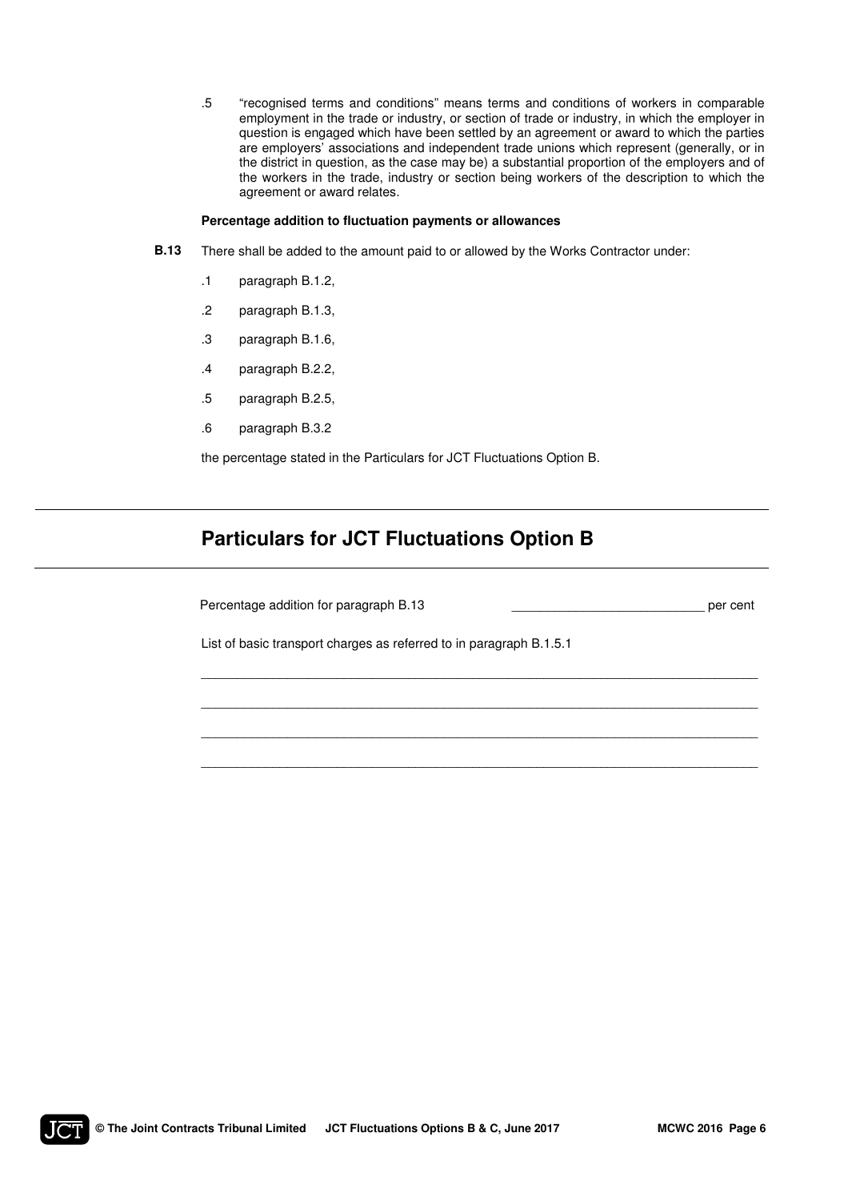.5 "recognised terms and conditions" means terms and conditions of workers in comparable employment in the trade or industry, or section of trade or industry, in which the employer in question is engaged which have been settled by an agreement or award to which the parties are employers' associations and independent trade unions which represent (generally, or in the district in question, as the case may be) a substantial proportion of the employers and of the workers in the trade, industry or section being workers of the description to which the agreement or award relates.

**Percentage addition to fluctuation payments or allowances**

**B.13** There shall be added to the amount paid to or allowed by the Works Contractor under:

.1 paragraph B.1.2,

.2 paragraph B.1.3,

.3 paragraph B.1.6,

.4 paragraph B.2.2,

.5 paragraph B.2.5,

.6 paragraph B.3.2

the percentage stated in the Particulars for JCT Fluctuations Option B.

## Particulars for JCT Fluctuations Option B

Percentage addition for paragraph B.13 ____________________________ per cent

List of basic transport charges as referred to in paragraph B.1.5.1

______________________________________________________________________________

______________________________________________________________________________

______________________________________________________________________________

______________________________________________________________________________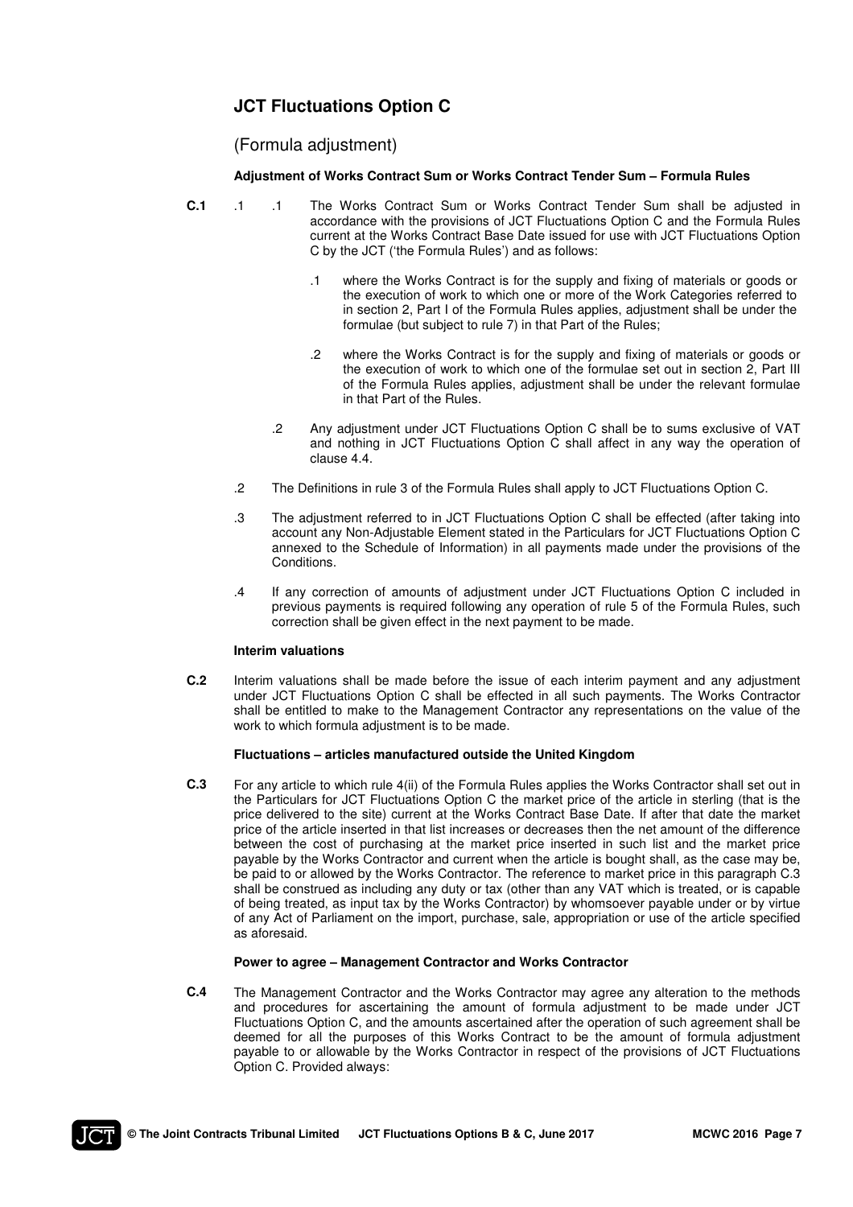## JCT Fluctuations Option C

(Formula adjustment)

**Adjustment of Works Contract Sum or Works Contract Tender Sum – Formula Rules**

**C.1** .1 .1 The Works Contract Sum or Works Contract Tender Sum shall be adjusted in accordance with the provisions of JCT Fluctuations Option C and the Formula Rules current at the Works Contract Base Date issued for use with JCT Fluctuations Option C by the JCT ('the Formula Rules') and as follows:

.1 where the Works Contract is for the supply and fixing of materials or goods or the execution of work to which one or more of the Work Categories referred to in section 2, Part I of the Formula Rules applies, adjustment shall be under the formulae (but subject to rule 7) in that Part of the Rules;

.2 where the Works Contract is for the supply and fixing of materials or goods or the execution of work to which one of the formulae set out in section 2, Part III of the Formula Rules applies, adjustment shall be under the relevant formulae in that Part of the Rules.

.2 Any adjustment under JCT Fluctuations Option C shall be to sums exclusive of VAT and nothing in JCT Fluctuations Option C shall affect in any way the operation of clause 4.4.

.2 The Definitions in rule 3 of the Formula Rules shall apply to JCT Fluctuations Option C.

.3 The adjustment referred to in JCT Fluctuations Option C shall be effected (after taking into account any Non-Adjustable Element stated in the Particulars for JCT Fluctuations Option C annexed to the Schedule of Information) in all payments made under the provisions of the Conditions.

.4 If any correction of amounts of adjustment under JCT Fluctuations Option C included in previous payments is required following any operation of rule 5 of the Formula Rules, such correction shall be given effect in the next payment to be made.

**Interim valuations**

**C.2** Interim valuations shall be made before the issue of each interim payment and any adjustment under JCT Fluctuations Option C shall be effected in all such payments. The Works Contractor shall be entitled to make to the Management Contractor any representations on the value of the work to which formula adjustment is to be made.

**Fluctuations – articles manufactured outside the United Kingdom**

**C.3** For any article to which rule 4(ii) of the Formula Rules applies the Works Contractor shall set out in the Particulars for JCT Fluctuations Option C the market price of the article in sterling (that is the price delivered to the site) current at the Works Contract Base Date. If after that date the market price of the article inserted in that list increases or decreases then the net amount of the difference between the cost of purchasing at the market price inserted in such list and the market price payable by the Works Contractor and current when the article is bought shall, as the case may be, be paid to or allowed by the Works Contractor. The reference to market price in this paragraph C.3 shall be construed as including any duty or tax (other than any VAT which is treated, or is capable of being treated, as input tax by the Works Contractor) by whomsoever payable under or by virtue of any Act of Parliament on the import, purchase, sale, appropriation or use of the article specified as aforesaid.

**Power to agree – Management Contractor and Works Contractor**

**C.4** The Management Contractor and the Works Contractor may agree any alteration to the methods and procedures for ascertaining the amount of formula adjustment to be made under JCT Fluctuations Option C, and the amounts ascertained after the operation of such agreement shall be deemed for all the purposes of this Works Contract to be the amount of formula adjustment payable to or allowable by the Works Contractor in respect of the provisions of JCT Fluctuations Option C. Provided always: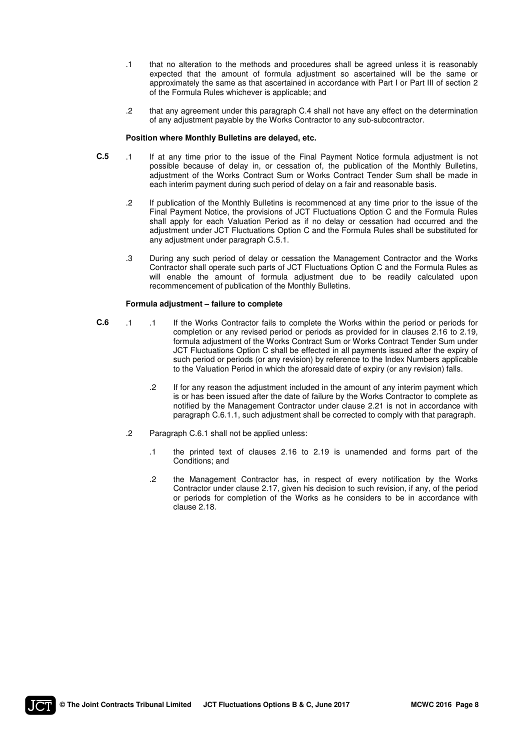.1 that no alteration to the methods and procedures shall be agreed unless it is reasonably expected that the amount of formula adjustment so ascertained will be the same or approximately the same as that ascertained in accordance with Part I or Part III of section 2 of the Formula Rules whichever is applicable; and

.2 that any agreement under this paragraph C.4 shall not have any effect on the determination of any adjustment payable by the Works Contractor to any sub-subcontractor.

**Position where Monthly Bulletins are delayed, etc.**

**C.5** .1 If at any time prior to the issue of the Final Payment Notice formula adjustment is not possible because of delay in, or cessation of, the publication of the Monthly Bulletins, adjustment of the Works Contract Sum or Works Contract Tender Sum shall be made in each interim payment during such period of delay on a fair and reasonable basis.

.2 If publication of the Monthly Bulletins is recommenced at any time prior to the issue of the Final Payment Notice, the provisions of JCT Fluctuations Option C and the Formula Rules shall apply for each Valuation Period as if no delay or cessation had occurred and the adjustment under JCT Fluctuations Option C and the Formula Rules shall be substituted for any adjustment under paragraph C.5.1.

.3 During any such period of delay or cessation the Management Contractor and the Works Contractor shall operate such parts of JCT Fluctuations Option C and the Formula Rules as will enable the amount of formula adjustment due to be readily calculated upon recommencement of publication of the Monthly Bulletins.

**Formula adjustment – failure to complete**

**C.6** .1 .1 If the Works Contractor fails to complete the Works within the period or periods for completion or any revised period or periods as provided for in clauses 2.16 to 2.19, formula adjustment of the Works Contract Sum or Works Contract Tender Sum under JCT Fluctuations Option C shall be effected in all payments issued after the expiry of such period or periods (or any revision) by reference to the Index Numbers applicable to the Valuation Period in which the aforesaid date of expiry (or any revision) falls.

.2 If for any reason the adjustment included in the amount of any interim payment which is or has been issued after the date of failure by the Works Contractor to complete as notified by the Management Contractor under clause 2.21 is not in accordance with paragraph C.6.1.1, such adjustment shall be corrected to comply with that paragraph.

.2 Paragraph C.6.1 shall not be applied unless:

.1 the printed text of clauses 2.16 to 2.19 is unamended and forms part of the Conditions; and

.2 the Management Contractor has, in respect of every notification by the Works Contractor under clause 2.17, given his decision to such revision, if any, of the period or periods for completion of the Works as he considers to be in accordance with clause 2.18.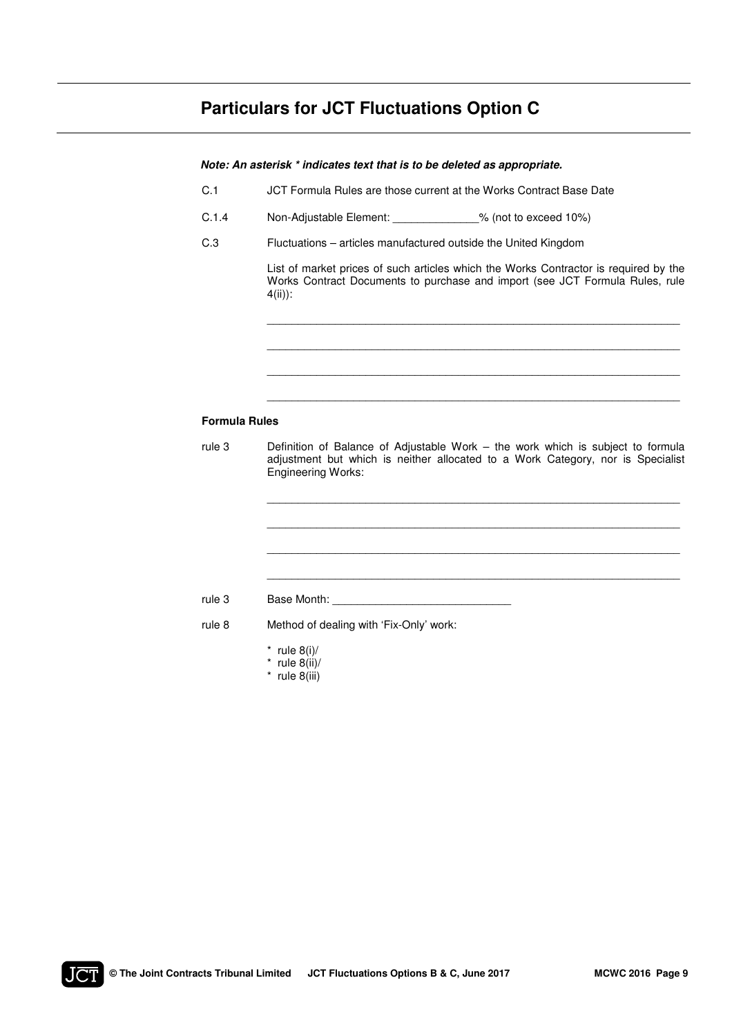## Particulars for JCT Fluctuations Option C

***Note: An asterisk * indicates text that is to be deleted as appropriate.***

C.1 JCT Formula Rules are those current at the Works Contract Base Date

C.1.4 Non-Adjustable Element: ______________% (not to exceed 10%)

C.3 Fluctuations – articles manufactured outside the United Kingdom

List of market prices of such articles which the Works Contractor is required by the Works Contract Documents to purchase and import (see JCT Formula Rules, rule 4(ii)):

______________________________________________________________________

______________________________________________________________________

______________________________________________________________________

______________________________________________________________________

**Formula Rules**

rule 3 Definition of Balance of Adjustable Work – the work which is subject to formula adjustment but which is neither allocated to a Work Category, nor is Specialist Engineering Works:

______________________________________________________________________

______________________________________________________________________

______________________________________________________________________

______________________________________________________________________

rule 3 Base Month: _____________________________

rule 8 Method of dealing with 'Fix-Only' work:

\* rule 8(i)/
\* rule 8(ii)/
\* rule 8(iii)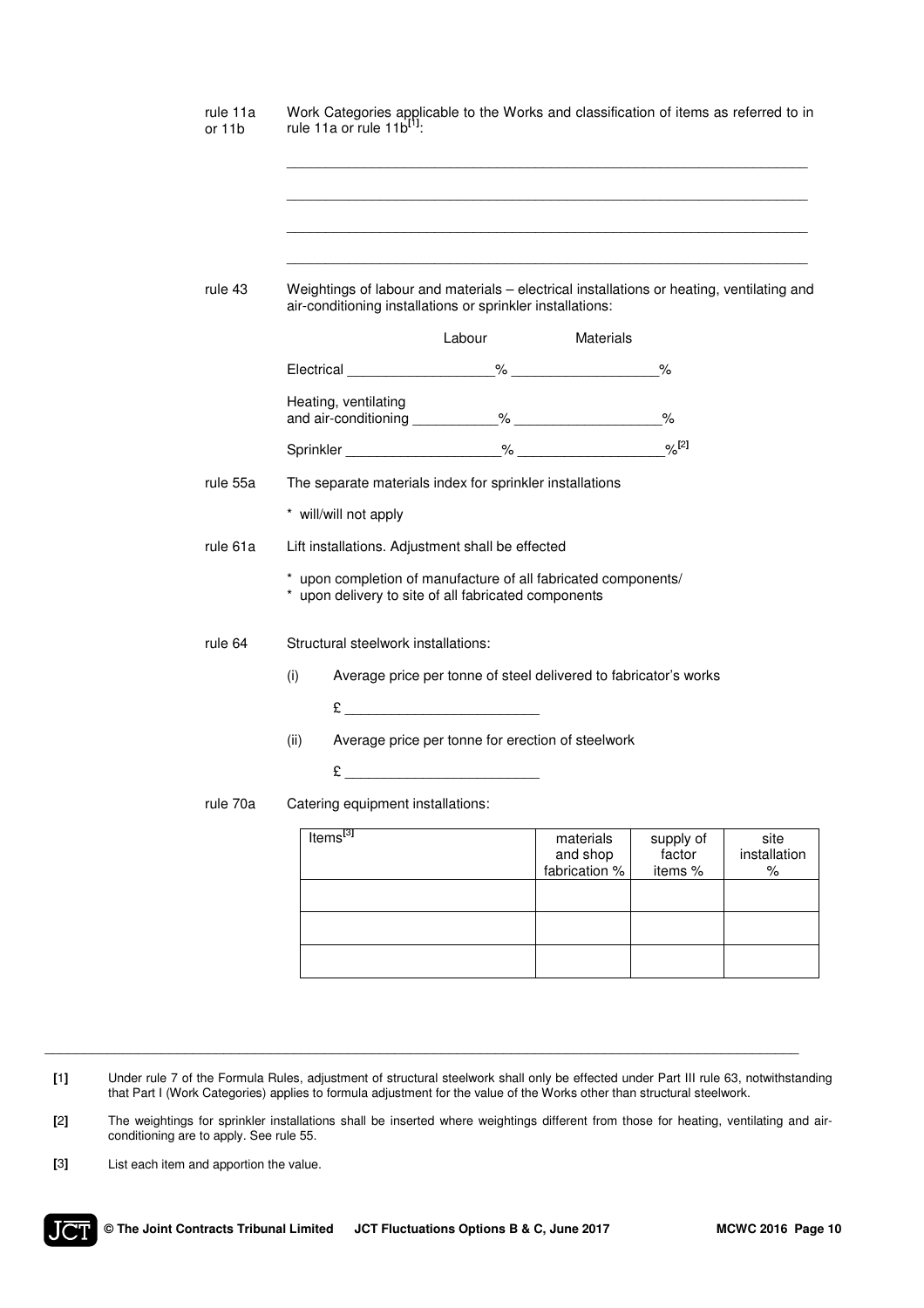rule 11a or 11b — Work Categories applicable to the Works and classification of items as referred to in rule 11a or rule 11b[1]:

\_\_\_\_\_\_\_\_\_\_\_\_\_\_\_\_\_\_\_\_\_\_\_\_\_\_\_\_\_\_\_\_\_\_\_\_\_\_\_\_\_\_\_\_\_\_\_\_\_\_\_\_\_\_\_\_\_\_\_\_

\_\_\_\_\_\_\_\_\_\_\_\_\_\_\_\_\_\_\_\_\_\_\_\_\_\_\_\_\_\_\_\_\_\_\_\_\_\_\_\_\_\_\_\_\_\_\_\_\_\_\_\_\_\_\_\_\_\_\_\_

\_\_\_\_\_\_\_\_\_\_\_\_\_\_\_\_\_\_\_\_\_\_\_\_\_\_\_\_\_\_\_\_\_\_\_\_\_\_\_\_\_\_\_\_\_\_\_\_\_\_\_\_\_\_\_\_\_\_\_\_

\_\_\_\_\_\_\_\_\_\_\_\_\_\_\_\_\_\_\_\_\_\_\_\_\_\_\_\_\_\_\_\_\_\_\_\_\_\_\_\_\_\_\_\_\_\_\_\_\_\_\_\_\_\_\_\_\_\_\_\_

rule 43 — Weightings of labour and materials – electrical installations or heating, ventilating and air-conditioning installations or sprinkler installations:

| | Labour | Materials |
|---|---|---|
| Electrical | \_\_\_\_\_\_\_\_\_\_% | \_\_\_\_\_\_\_\_\_\_% |
| Heating, ventilating and air-conditioning | \_\_\_\_\_\_\_\_\_\_% | \_\_\_\_\_\_\_\_\_\_% |
| Sprinkler | \_\_\_\_\_\_\_\_\_\_% | \_\_\_\_\_\_\_\_\_\_%[2] |

rule 55a — The separate materials index for sprinkler installations

\* will/will not apply

rule 61a — Lift installations. Adjustment shall be effected

\* upon completion of manufacture of all fabricated components/
\* upon delivery to site of all fabricated components

rule 64 — Structural steelwork installations:

(i) Average price per tonne of steel delivered to fabricator's works

£ \_\_\_\_\_\_\_\_\_\_\_\_\_\_\_\_\_\_\_\_

(ii) Average price per tonne for erection of steelwork

£ \_\_\_\_\_\_\_\_\_\_\_\_\_\_\_\_\_\_\_\_

rule 70a — Catering equipment installations:

| Items[3] | materials and shop fabrication % | supply of factor items % | site installation % |
|---|---|---|---|
| | | | |
| | | | |
| | | | |

---

[1] Under rule 7 of the Formula Rules, adjustment of structural steelwork shall only be effected under Part III rule 63, notwithstanding that Part I (Work Categories) applies to formula adjustment for the value of the Works other than structural steelwork.

[2] The weightings for sprinkler installations shall be inserted where weightings different from those for heating, ventilating and air-conditioning are to apply. See rule 55.

[3] List each item and apportion the value.